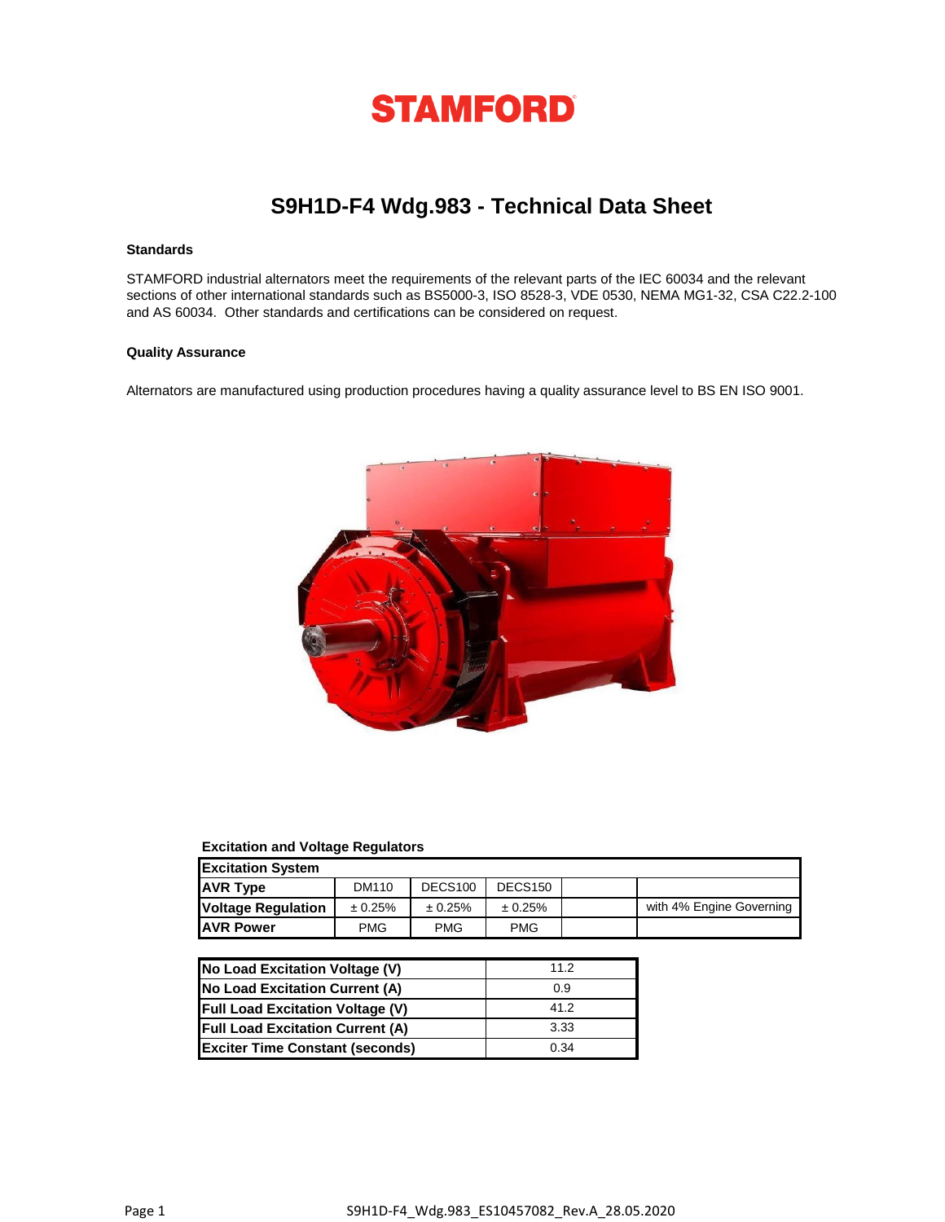# STAMFORD

## S9H1D-F4 Wdg.983 - Technical Data Sheet

### Standards

STAMFORD industrial alternators meet the requirements of the relevant parts of the IEC 60034 and the relevant sections of other international standards such as BS5000-3, ISO 8528-3, VDE 0530, NEMA MG1-32, CSA C22.2-100 and AS 60034. Other standards and certifications can be considered on request.

### Quality Assurance

Alternators are manufactured using production procedures having a quality assurance level to BS EN ISO 9001.

### Excitation and Voltage Regulators

| Excitation System | | | | | |
|---|---|---|---|---|---|
| AVR Type | DM110 | DECS100 | DECS150 | | |
| Voltage Regulation | ± 0.25% | ± 0.25% | ± 0.25% | | with 4% Engine Governing |
| AVR Power | PMG | PMG | PMG | | |

| | |
|---|---|
| No Load Excitation Voltage (V) | 11.2 |
| No Load Excitation Current (A) | 0.9 |
| Full Load Excitation Voltage (V) | 41.2 |
| Full Load Excitation Current (A) | 3.33 |
| Exciter Time Constant (seconds) | 0.34 |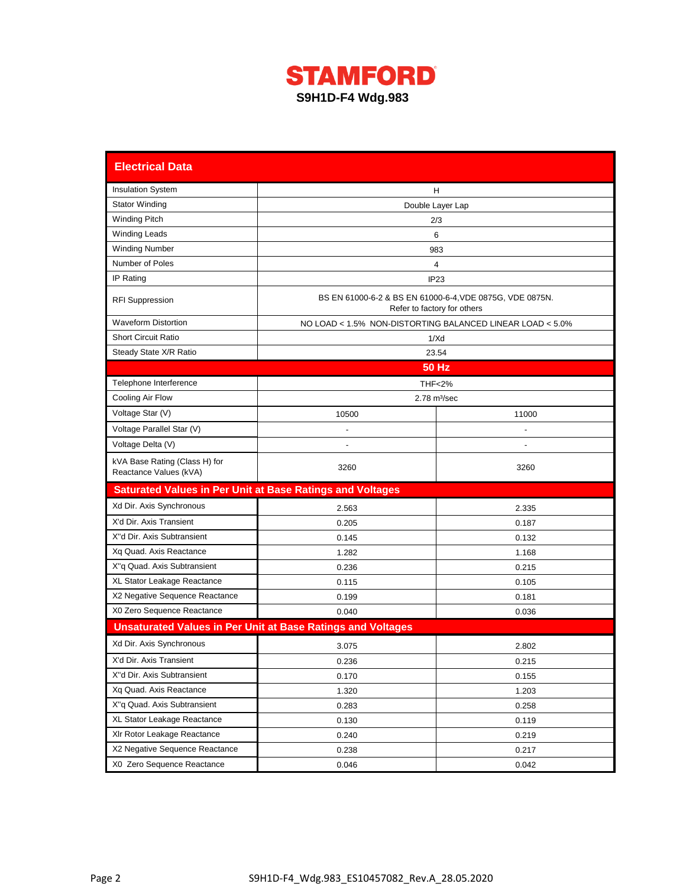# STAMFORD

## S9H1D-F4 Wdg.983

| Electrical Data | | |
|---|---|---|
| Insulation System | H | |
| Stator Winding | Double Layer Lap | |
| Winding Pitch | 2/3 | |
| Winding Leads | 6 | |
| Winding Number | 983 | |
| Number of Poles | 4 | |
| IP Rating | IP23 | |
| RFI Suppression | BS EN 61000-6-2 & BS EN 61000-6-4,VDE 0875G, VDE 0875N. Refer to factory for others | |
| Waveform Distortion | NO LOAD < 1.5% NON-DISTORTING BALANCED LINEAR LOAD < 5.0% | |
| Short Circuit Ratio | 1/Xd | |
| Steady State X/R Ratio | 23.54 | |
| | **50 Hz** | |
| Telephone Interference | THF<2% | |
| Cooling Air Flow | 2.78 m³/sec | |
| Voltage Star (V) | 10500 | 11000 |
| Voltage Parallel Star (V) | - | - |
| Voltage Delta (V) | - | - |
| kVA Base Rating (Class H) for Reactance Values (kVA) | 3260 | 3260 |
| **Saturated Values in Per Unit at Base Ratings and Voltages** | | |
| Xd Dir. Axis Synchronous | 2.563 | 2.335 |
| X'd Dir. Axis Transient | 0.205 | 0.187 |
| X''d Dir. Axis Subtransient | 0.145 | 0.132 |
| Xq Quad. Axis Reactance | 1.282 | 1.168 |
| X''q Quad. Axis Subtransient | 0.236 | 0.215 |
| XL Stator Leakage Reactance | 0.115 | 0.105 |
| X2 Negative Sequence Reactance | 0.199 | 0.181 |
| X0 Zero Sequence Reactance | 0.040 | 0.036 |
| **Unsaturated Values in Per Unit at Base Ratings and Voltages** | | |
| Xd Dir. Axis Synchronous | 3.075 | 2.802 |
| X'd Dir. Axis Transient | 0.236 | 0.215 |
| X''d Dir. Axis Subtransient | 0.170 | 0.155 |
| Xq Quad. Axis Reactance | 1.320 | 1.203 |
| X''q Quad. Axis Subtransient | 0.283 | 0.258 |
| XL Stator Leakage Reactance | 0.130 | 0.119 |
| Xlr Rotor Leakage Reactance | 0.240 | 0.219 |
| X2 Negative Sequence Reactance | 0.238 | 0.217 |
| X0 Zero Sequence Reactance | 0.046 | 0.042 |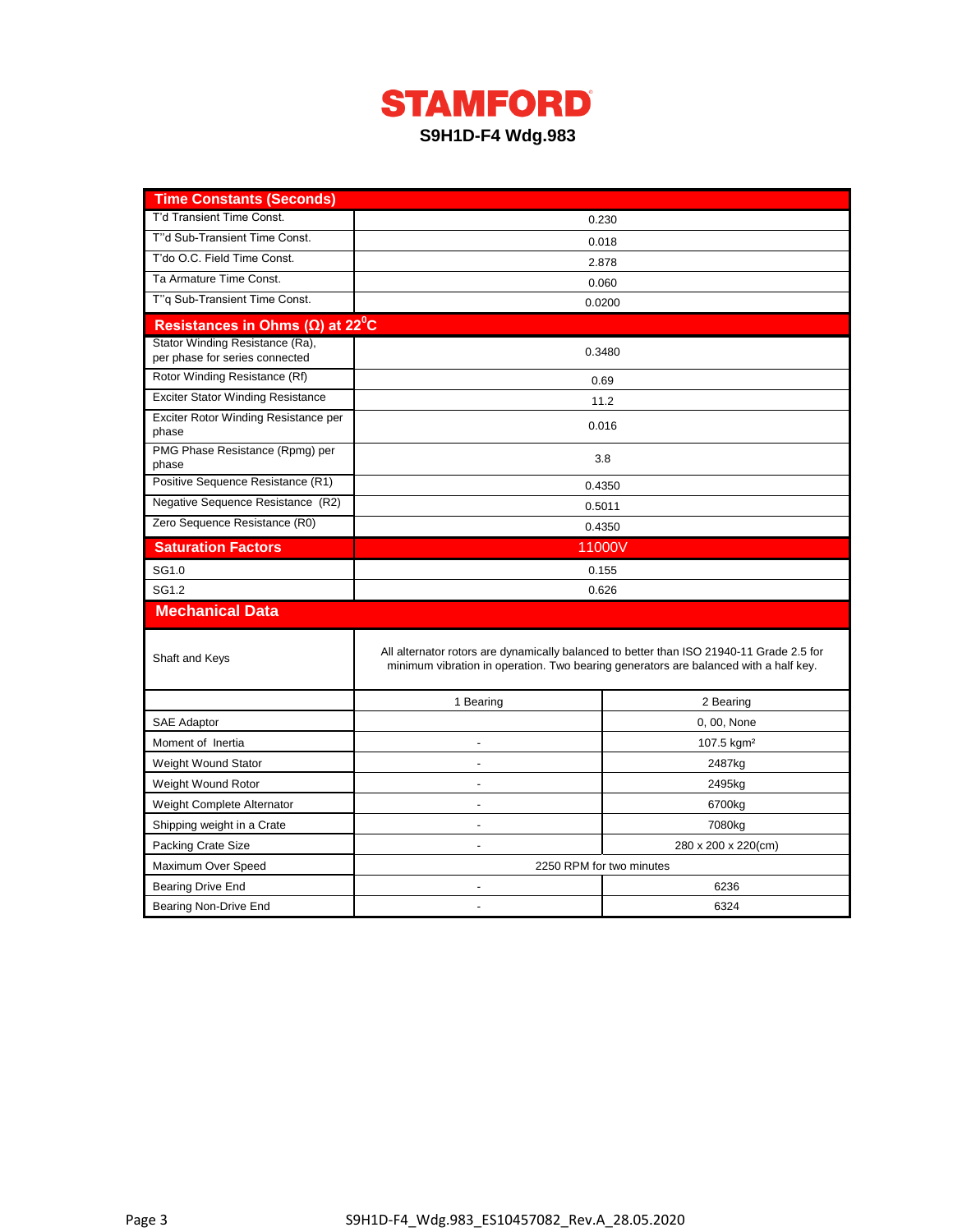# STAMFORD

## S9H1D-F4 Wdg.983

| Time Constants (Seconds) | |
|---|---|
| T'd Transient Time Const. | 0.230 |
| T''d Sub-Transient Time Const. | 0.018 |
| T'do O.C. Field Time Const. | 2.878 |
| Ta Armature Time Const. | 0.060 |
| T''q Sub-Transient Time Const. | 0.0200 |

| Resistances in Ohms (Ω) at 22$^0$C | |
|---|---|
| Stator Winding Resistance (Ra), per phase for series connected | 0.3480 |
| Rotor Winding Resistance (Rf) | 0.69 |
| Exciter Stator Winding Resistance | 11.2 |
| Exciter Rotor Winding Resistance per phase | 0.016 |
| PMG Phase Resistance (Rpmg) per phase | 3.8 |
| Positive Sequence Resistance (R1) | 0.4350 |
| Negative Sequence Resistance (R2) | 0.5011 |
| Zero Sequence Resistance (R0) | 0.4350 |

| Saturation Factors | 11000V |
|---|---|
| SG1.0 | 0.155 |
| SG1.2 | 0.626 |

### Mechanical Data

| Shaft and Keys | All alternator rotors are dynamically balanced to better than ISO 21940-11 Grade 2.5 for minimum vibration in operation. Two bearing generators are balanced with a half key. | |
|---|---|---|
| | 1 Bearing | 2 Bearing |
| SAE Adaptor | | 0, 00, None |
| Moment of Inertia | - | 107.5 kgm² |
| Weight Wound Stator | - | 2487kg |
| Weight Wound Rotor | - | 2495kg |
| Weight Complete Alternator | - | 6700kg |
| Shipping weight in a Crate | - | 7080kg |
| Packing Crate Size | - | 280 x 200 x 220(cm) |
| Maximum Over Speed | 2250 RPM for two minutes | |
| Bearing Drive End | - | 6236 |
| Bearing Non-Drive End | - | 6324 |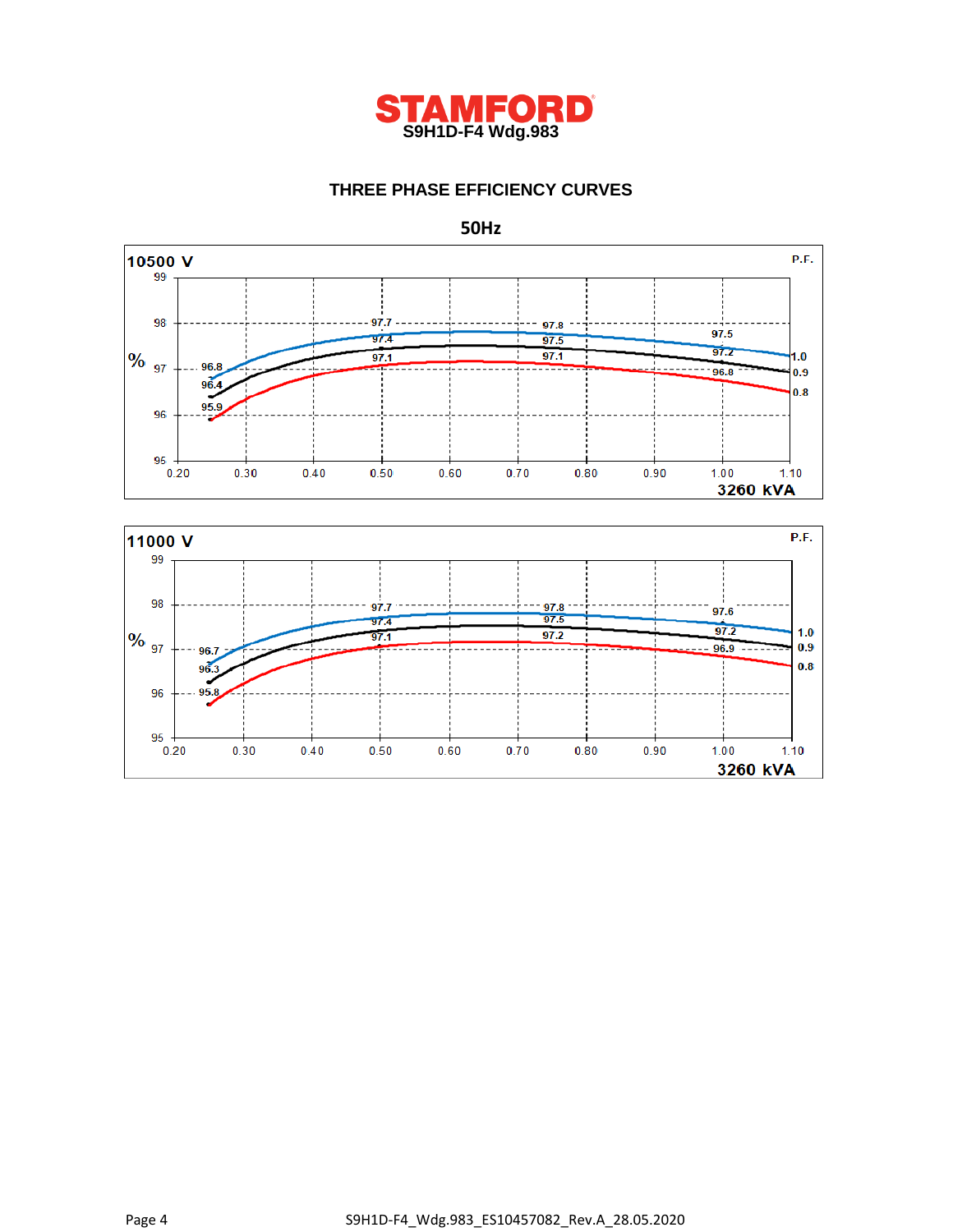# STAMFORD

**S9H1D-F4 Wdg.983**

## THREE PHASE EFFICIENCY CURVES

### 50Hz

**10500 V**

| P.F. | 0.25 | 0.50 | 0.75 | 1.00 |
|---|---|---|---|---|
| 1.0 | 96.8 | 97.7 | 97.8 | 97.5 |
| 0.9 | 96.4 | 97.4 | 97.5 | 97.2 |
| 0.8 | 95.9 | 97.1 | 97.1 | 96.8 |

Axis: % efficiency (95–99) vs per unit load (0.20–1.10), 1.00 = 3260 kVA

**11000 V**

| P.F. | 0.25 | 0.50 | 0.75 | 1.00 |
|---|---|---|---|---|
| 1.0 | 96.7 | 97.7 | 97.8 | 97.6 |
| 0.9 | 96.3 | 97.4 | 97.5 | 97.2 |
| 0.8 | 95.8 | 97.1 | 97.2 | 96.9 |

Axis: % efficiency (95–99) vs per unit load (0.20–1.10), 1.00 = 3260 kVA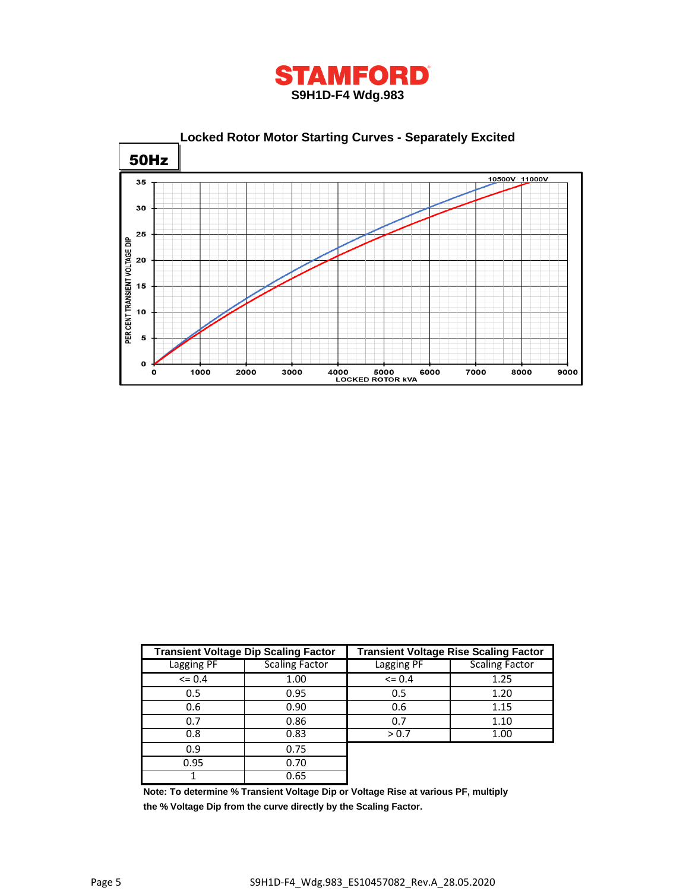# STAMFORD

**S9H1D-F4 Wdg.983**

## Locked Rotor Motor Starting Curves - Separately Excited

**50Hz**

PER CENT TRANSIENT VOLTAGE DIP (0–35) vs LOCKED ROTOR kVA (0–9000)

10500V 11000V

| Transient Voltage Dip Scaling Factor | | Transient Voltage Rise Scaling Factor | |
|---|---|---|---|
| Lagging PF | Scaling Factor | Lagging PF | Scaling Factor |
| <= 0.4 | 1.00 | <= 0.4 | 1.25 |
| 0.5 | 0.95 | 0.5 | 1.20 |
| 0.6 | 0.90 | 0.6 | 1.15 |
| 0.7 | 0.86 | 0.7 | 1.10 |
| 0.8 | 0.83 | > 0.7 | 1.00 |
| 0.9 | 0.75 | | |
| 0.95 | 0.70 | | |
| 1 | 0.65 | | |

**Note: To determine % Transient Voltage Dip or Voltage Rise at various PF, multiply the % Voltage Dip from the curve directly by the Scaling Factor.**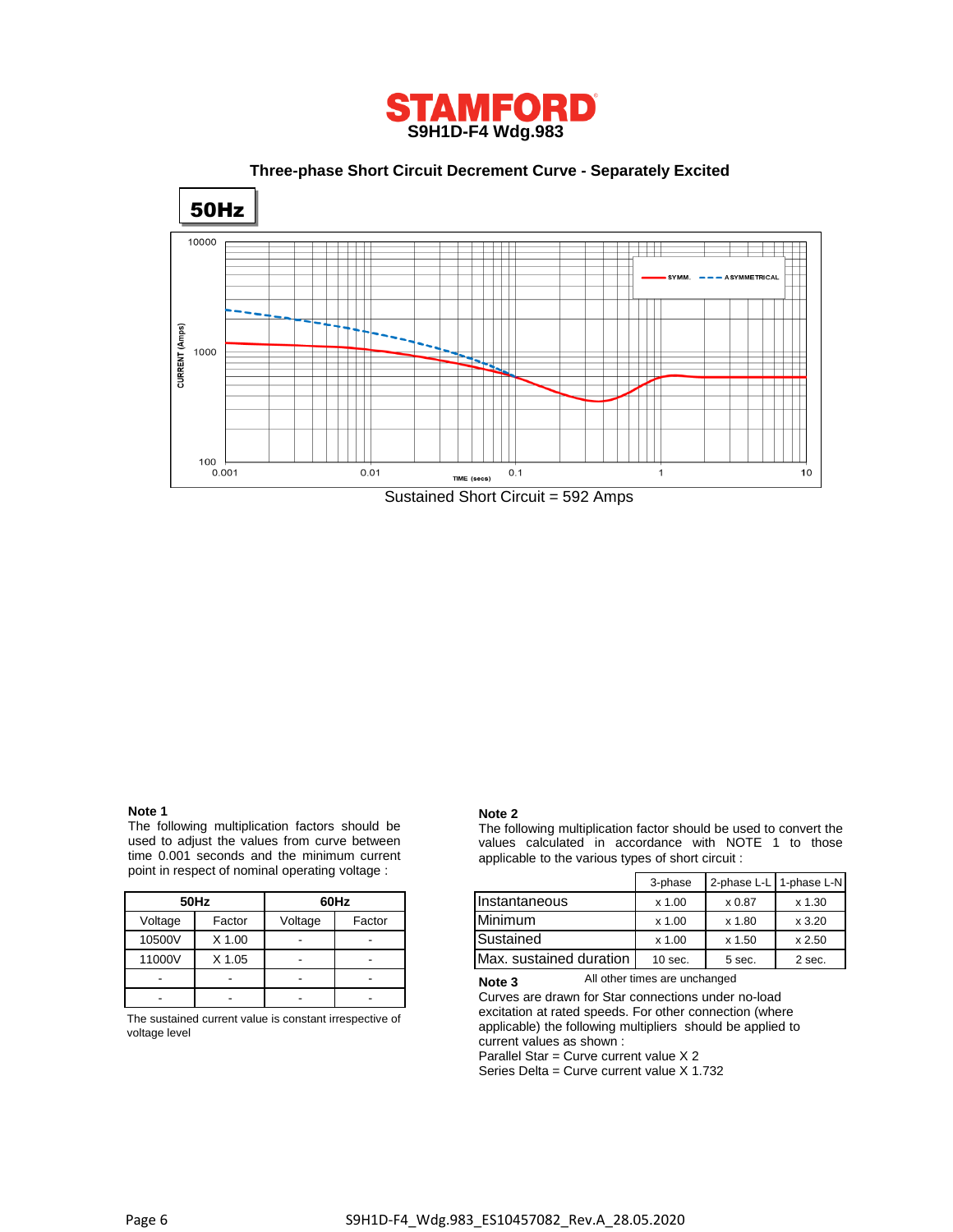# STAMFORD

**S9H1D-F4 Wdg.983**

### Three-phase Short Circuit Decrement Curve - Separately Excited

**50Hz**

Sustained Short Circuit = 592 Amps

**Note 1**

The following multiplication factors should be used to adjust the values from curve between time 0.001 seconds and the minimum current point in respect of nominal operating voltage :

| 50Hz | | 60Hz | |
|---|---|---|---|
| Voltage | Factor | Voltage | Factor |
| 10500V | X 1.00 | - | - |
| 11000V | X 1.05 | - | - |
| - | - | - | - |
| - | - | - | - |

The sustained current value is constant irrespective of voltage level

**Note 2**

The following multiplication factor should be used to convert the values calculated in accordance with NOTE 1 to those applicable to the various types of short circuit :

| | 3-phase | 2-phase L-L | 1-phase L-N |
|---|---|---|---|
| Instantaneous | x 1.00 | x 0.87 | x 1.30 |
| Minimum | x 1.00 | x 1.80 | x 3.20 |
| Sustained | x 1.00 | x 1.50 | x 2.50 |
| Max. sustained duration | 10 sec. | 5 sec. | 2 sec. |

All other times are unchanged

**Note 3**

Curves are drawn for Star connections under no-load excitation at rated speeds. For other connection (where applicable) the following multipliers should be applied to current values as shown :

Parallel Star = Curve current value X 2

Series Delta = Curve current value X 1.732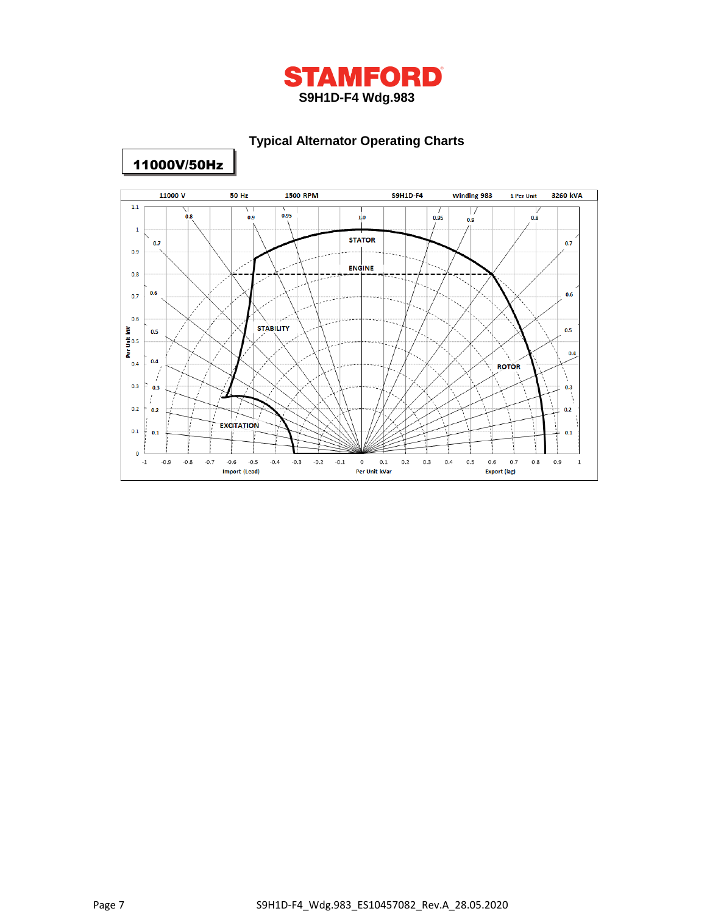# STAMFORD

**S9H1D-F4 Wdg.983**

## Typical Alternator Operating Charts

**11000V/50Hz**

11000 V | 50 Hz | 1500 RPM | S9H1D-F4 | Winding 983 | 1 Per Unit | 3260 kVA

STATOR

ENGINE

STABILITY

ROTOR

EXCITATION

Per Unit kW

Import (Lead) | Per Unit kVar | Export (lag)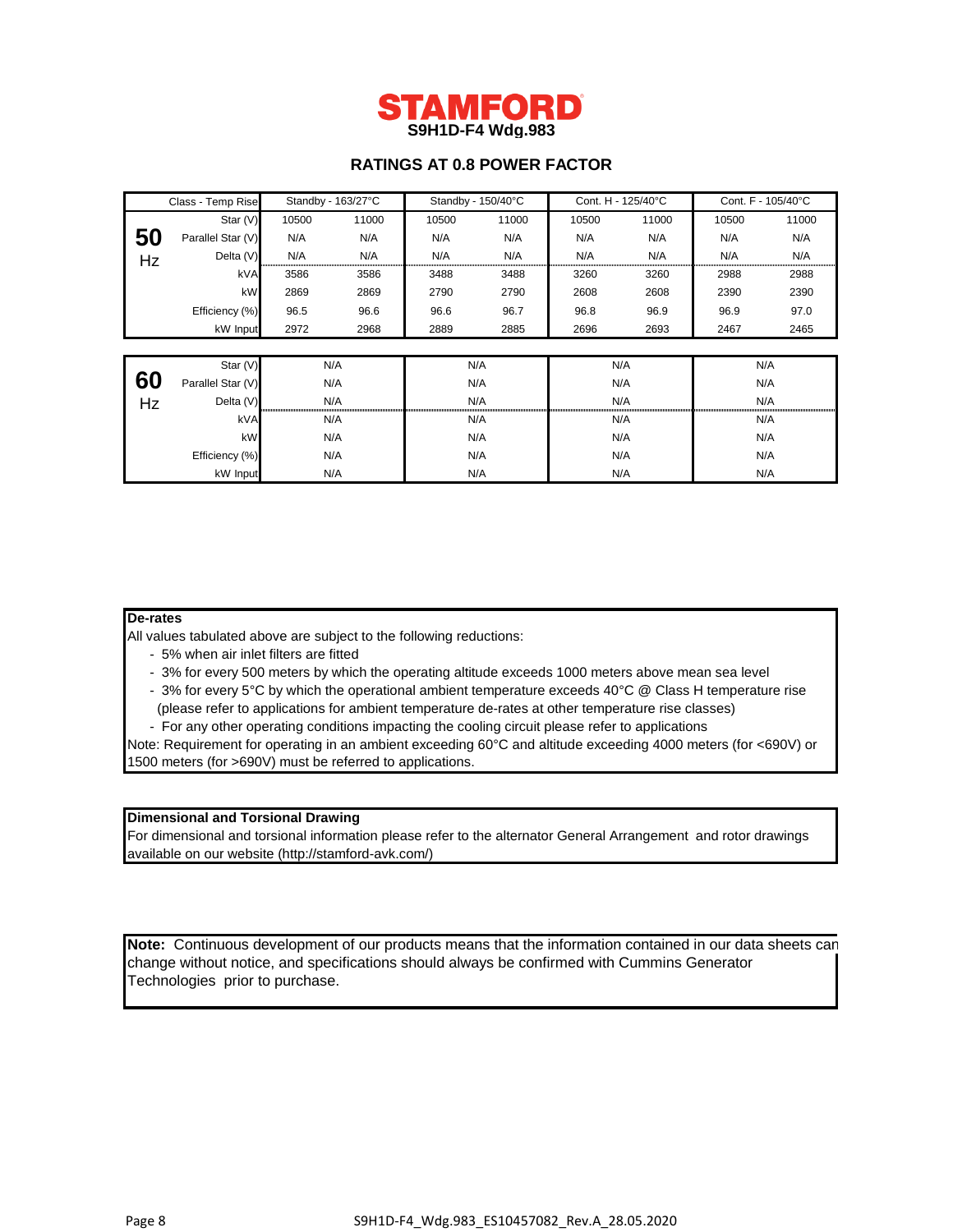# STAMFORD

**S9H1D-F4 Wdg.983**

## RATINGS AT 0.8 POWER FACTOR

| | Class - Temp Rise | Standby - 163/27°C | | Standby - 150/40°C | | Cont. H - 125/40°C | | Cont. F - 105/40°C | |
|---|---|---|---|---|---|---|---|---|---|
| **50 Hz** | Star (V) | 10500 | 11000 | 10500 | 11000 | 10500 | 11000 | 10500 | 11000 |
| | Parallel Star (V) | N/A | N/A | N/A | N/A | N/A | N/A | N/A | N/A |
| | Delta (V) | N/A | N/A | N/A | N/A | N/A | N/A | N/A | N/A |
| | kVA | 3586 | 3586 | 3488 | 3488 | 3260 | 3260 | 2988 | 2988 |
| | kW | 2869 | 2869 | 2790 | 2790 | 2608 | 2608 | 2390 | 2390 |
| | Efficiency (%) | 96.5 | 96.6 | 96.6 | 96.7 | 96.8 | 96.9 | 96.9 | 97.0 |
| | kW Input | 2972 | 2968 | 2889 | 2885 | 2696 | 2693 | 2467 | 2465 |

| | | Standby - 163/27°C | Standby - 150/40°C | Cont. H - 125/40°C | Cont. F - 105/40°C |
|---|---|---|---|---|---|
| **60 Hz** | Star (V) | N/A | N/A | N/A | N/A |
| | Parallel Star (V) | N/A | N/A | N/A | N/A |
| | Delta (V) | N/A | N/A | N/A | N/A |
| | kVA | N/A | N/A | N/A | N/A |
| | kW | N/A | N/A | N/A | N/A |
| | Efficiency (%) | N/A | N/A | N/A | N/A |
| | kW Input | N/A | N/A | N/A | N/A |

**De-rates**

All values tabulated above are subject to the following reductions:

- 5% when air inlet filters are fitted
- 3% for every 500 meters by which the operating altitude exceeds 1000 meters above mean sea level
- 3% for every 5°C by which the operational ambient temperature exceeds 40°C @ Class H temperature rise (please refer to applications for ambient temperature de-rates at other temperature rise classes)
- For any other operating conditions impacting the cooling circuit please refer to applications

Note: Requirement for operating in an ambient exceeding 60°C and altitude exceeding 4000 meters (for <690V) or 1500 meters (for >690V) must be referred to applications.

**Dimensional and Torsional Drawing**

For dimensional and torsional information please refer to the alternator General Arrangement and rotor drawings available on our website (http://stamford-avk.com/)

**Note:** Continuous development of our products means that the information contained in our data sheets can change without notice, and specifications should always be confirmed with Cummins Generator Technologies prior to purchase.

S9H1D-F4_Wdg.983_ES10457082_Rev.A_28.05.2020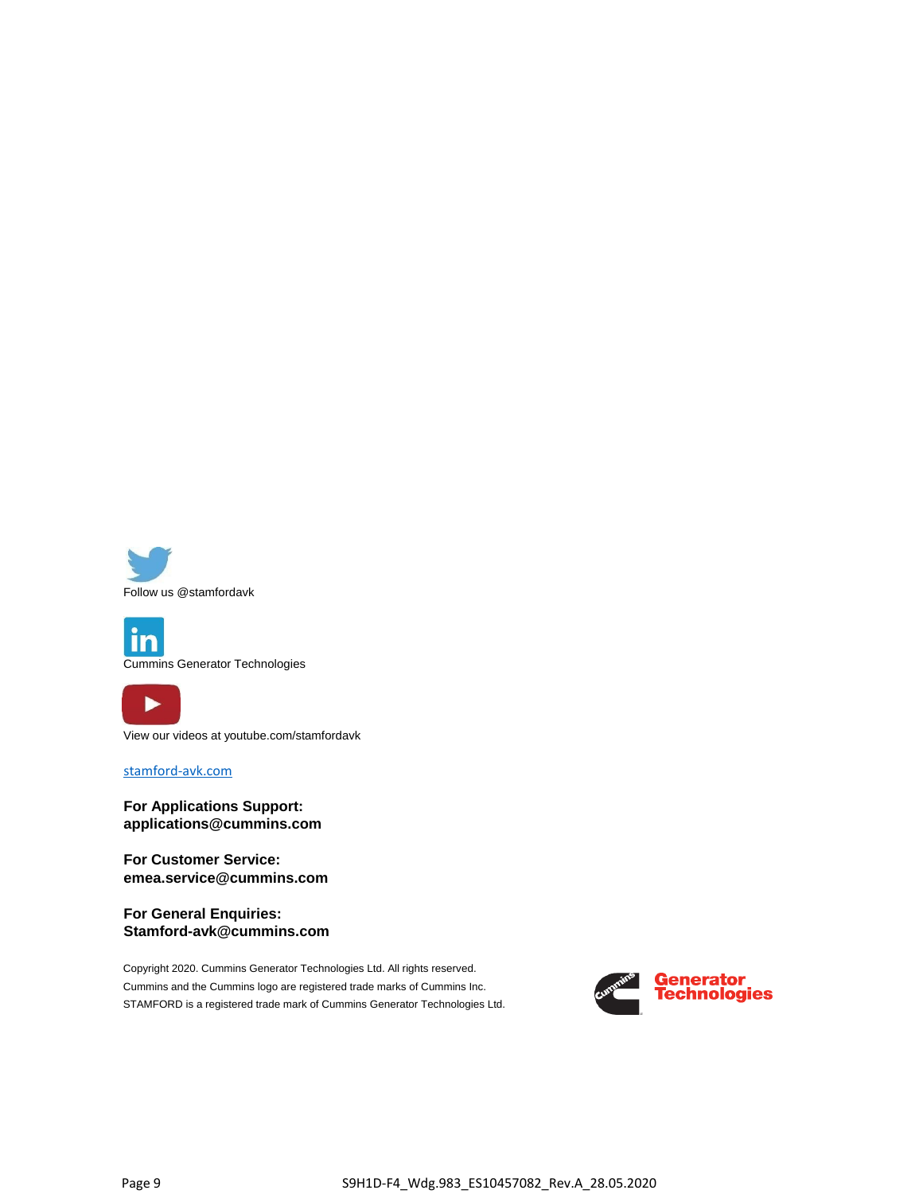Follow us @stamfordavk

Cummins Generator Technologies

View our videos at youtube.com/stamfordavk

stamford-avk.com

**For Applications Support:**
**applications@cummins.com**

**For Customer Service:**
**emea.service@cummins.com**

**For General Enquiries:**
**Stamford-avk@cummins.com**

Copyright 2020. Cummins Generator Technologies Ltd. All rights reserved.
Cummins and the Cummins logo are registered trade marks of Cummins Inc.
STAMFORD is a registered trade mark of Cummins Generator Technologies Ltd.

Generator Technologies

S9H1D-F4_Wdg.983_ES10457082_Rev.A_28.05.2020